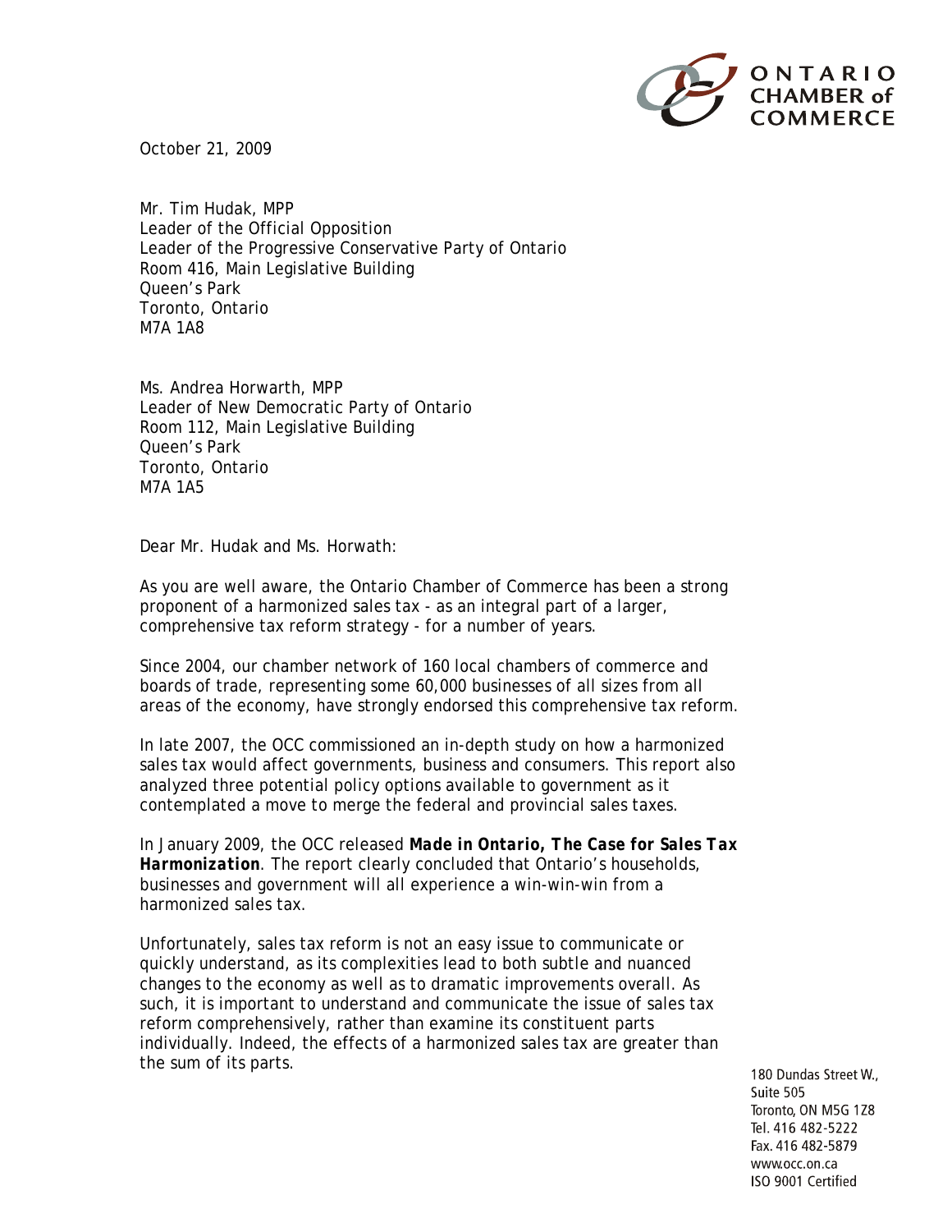ONTARIO CHAMBER of COMMERCE

October 21, 2009

Mr. Tim Hudak, MPP
Leader of the Official Opposition
Leader of the Progressive Conservative Party of Ontario
Room 416, Main Legislative Building
Queen's Park
Toronto, Ontario
M7A 1A8

Ms. Andrea Horwarth, MPP
Leader of New Democratic Party of Ontario
Room 112, Main Legislative Building
Queen's Park
Toronto, Ontario
M7A 1A5

Dear Mr. Hudak and Ms. Horwath:

As you are well aware, the Ontario Chamber of Commerce has been a strong proponent of a harmonized sales tax - as an integral part of a larger, comprehensive tax reform strategy - for a number of years.

Since 2004, our chamber network of 160 local chambers of commerce and boards of trade, representing some 60,000 businesses of all sizes from all areas of the economy, have strongly endorsed this comprehensive tax reform.

In late 2007, the OCC commissioned an in-depth study on how a harmonized sales tax would affect governments, business and consumers. This report also analyzed three potential policy options available to government as it contemplated a move to merge the federal and provincial sales taxes.

In January 2009, the OCC released ***Made in Ontario, The Case for Sales Tax Harmonization***. The report clearly concluded that Ontario's households, businesses and government will all experience a win-win-win from a harmonized sales tax.

Unfortunately, sales tax reform is not an easy issue to communicate or quickly understand, as its complexities lead to both subtle and nuanced changes to the economy as well as to dramatic improvements overall. As such, it is important to understand and communicate the issue of sales tax reform comprehensively, rather than examine its constituent parts individually. Indeed, the effects of a harmonized sales tax are greater than the sum of its parts.

180 Dundas Street W.,
Suite 505
Toronto, ON M5G 1Z8
Tel. 416 482-5222
Fax. 416 482-5879
www.occ.on.ca
ISO 9001 Certified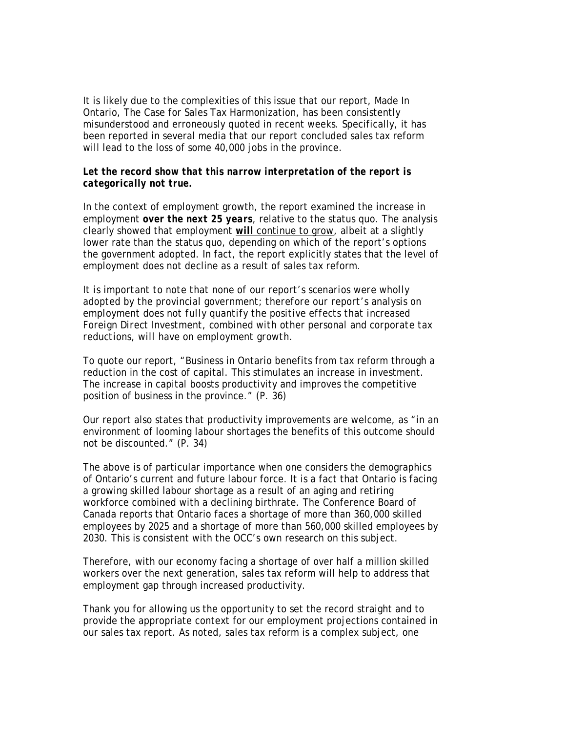It is likely due to the complexities of this issue that our report, Made In Ontario, The Case for Sales Tax Harmonization, has been consistently misunderstood and erroneously quoted in recent weeks. Specifically, it has been reported in several media that our report concluded sales tax reform will lead to the loss of some 40,000 jobs in the province.

***Let the record show that this narrow interpretation of the report is categorically not true.***

In the context of employment growth, the report examined the increase in employment ***over the next 25 years***, relative to the status quo. The analysis clearly showed that employment <u>***will*** continue to grow</u>, albeit at a slightly lower rate than the status quo, depending on which of the report's options the government adopted. In fact, the report explicitly states that the level of employment does not decline as a result of sales tax reform.

*It is important to note that none of our report's scenarios were wholly adopted by the provincial government; therefore our report's analysis on employment does not fully quantify the positive effects that increased Foreign Direct Investment, combined with other personal and corporate tax reductions, will have on employment growth.*

To quote our report, "Business in Ontario benefits from tax reform through a reduction in the cost of capital. This stimulates an increase in investment. The increase in capital boosts productivity and improves the competitive position of business in the province." (P. 36)

Our report also states that productivity improvements are welcome, as "in an environment of looming labour shortages the benefits of this outcome should not be discounted." (P. 34)

The above is of particular importance when one considers the demographics of Ontario's current and future labour force. It is a fact that Ontario is facing a growing skilled labour shortage as a result of an aging and retiring workforce combined with a declining birthrate. The Conference Board of Canada reports that Ontario faces a shortage of more than 360,000 skilled employees by 2025 and a shortage of more than 560,000 skilled employees by 2030. This is consistent with the OCC's own research on this subject.

Therefore, with our economy facing a shortage of over half a million skilled workers over the next generation, sales tax reform will help to address that employment gap through increased productivity.

Thank you for allowing us the opportunity to set the record straight and to provide the appropriate context for our employment projections contained in our sales tax report. As noted, sales tax reform is a complex subject, one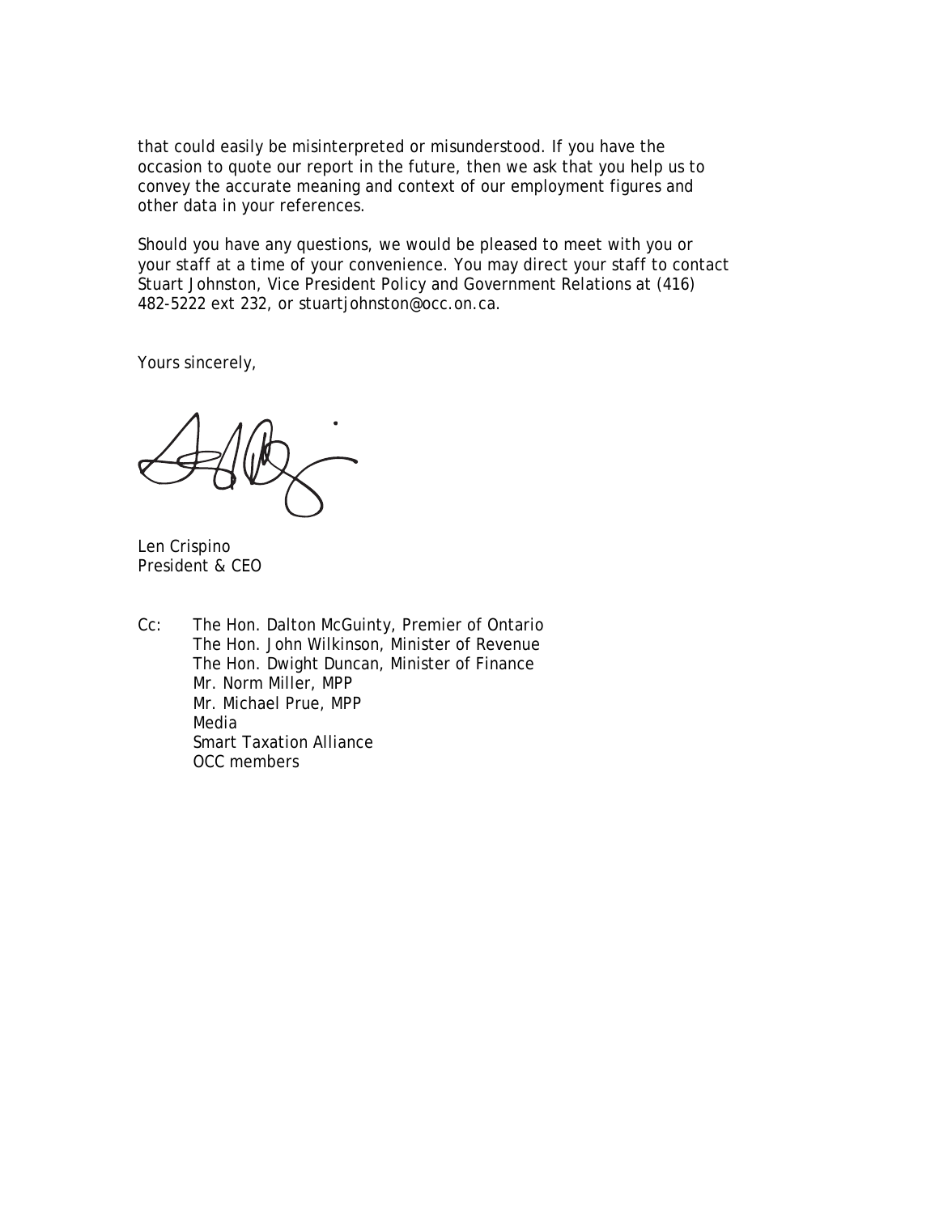that could easily be misinterpreted or misunderstood. If you have the occasion to quote our report in the future, then we ask that you help us to convey the accurate meaning and context of our employment figures and other data in your references.

Should you have any questions, we would be pleased to meet with you or your staff at a time of your convenience. You may direct your staff to contact Stuart Johnston, Vice President Policy and Government Relations at (416) 482-5222 ext 232, or stuartjohnston@occ.on.ca.

Yours sincerely,

Len Crispino
President & CEO

Cc: The Hon. Dalton McGuinty, Premier of Ontario
The Hon. John Wilkinson, Minister of Revenue
The Hon. Dwight Duncan, Minister of Finance
Mr. Norm Miller, MPP
Mr. Michael Prue, MPP
Media
Smart Taxation Alliance
OCC members